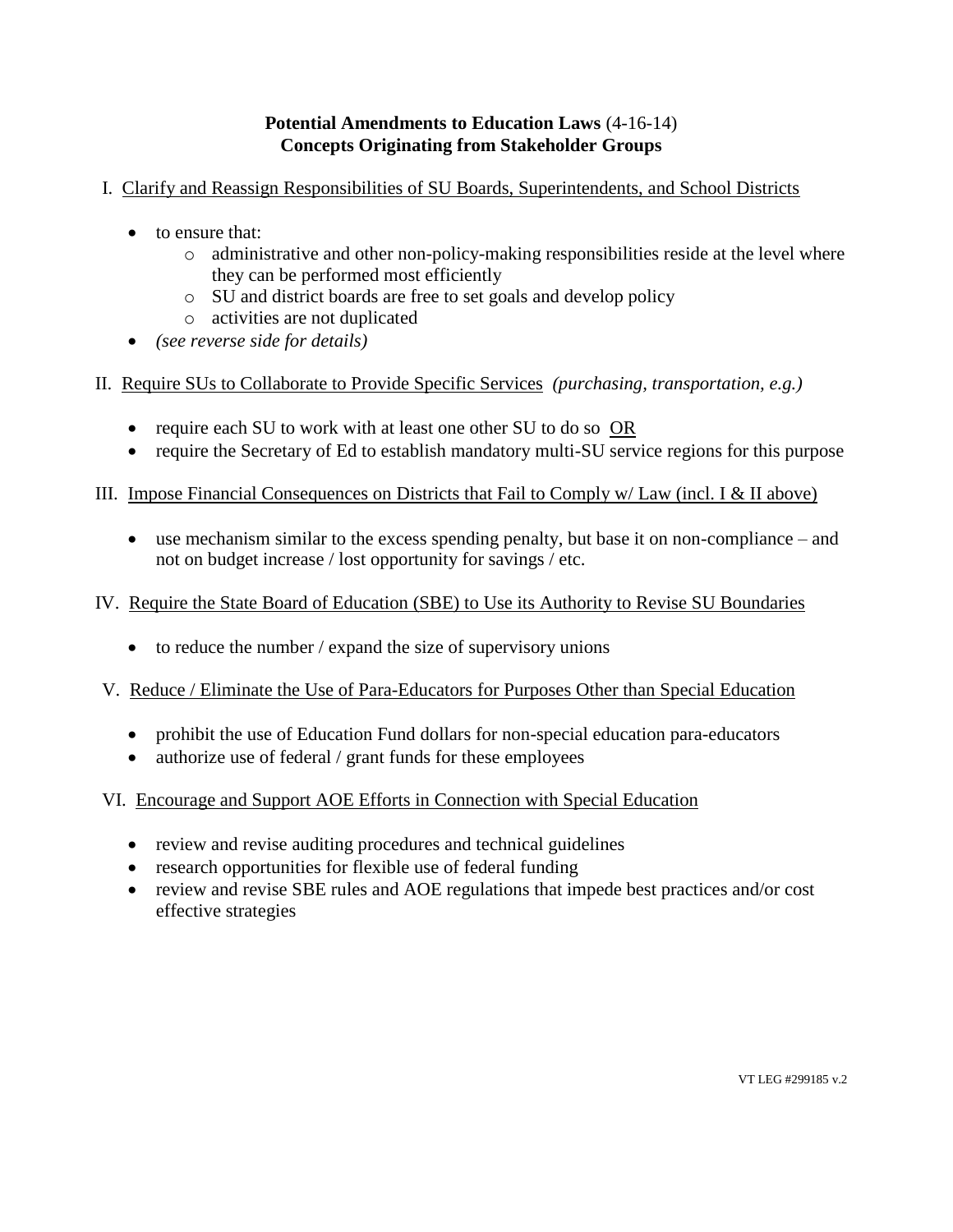**Potential Amendments to Education Laws** (4-16-14)
**Concepts Originating from Stakeholder Groups**

I. <u>Clarify and Reassign Responsibilities of SU Boards, Superintendents, and School Districts</u>

- to ensure that:
  - administrative and other non-policy-making responsibilities reside at the level where they can be performed most efficiently
  - SU and district boards are free to set goals and develop policy
  - activities are not duplicated
- *(see reverse side for details)*

II. <u>Require SUs to Collaborate to Provide Specific Services</u> *(purchasing, transportation, e.g.)*

- require each SU to work with at least one other SU to do so <u>OR</u>
- require the Secretary of Ed to establish mandatory multi-SU service regions for this purpose

III. <u>Impose Financial Consequences on Districts that Fail to Comply w/ Law (incl. I & II above)</u>

- use mechanism similar to the excess spending penalty, but base it on non-compliance – and not on budget increase / lost opportunity for savings / etc.

IV. <u>Require the State Board of Education (SBE) to Use its Authority to Revise SU Boundaries</u>

- to reduce the number / expand the size of supervisory unions

V. <u>Reduce / Eliminate the Use of Para-Educators for Purposes Other than Special Education</u>

- prohibit the use of Education Fund dollars for non-special education para-educators
- authorize use of federal / grant funds for these employees

VI. <u>Encourage and Support AOE Efforts in Connection with Special Education</u>

- review and revise auditing procedures and technical guidelines
- research opportunities for flexible use of federal funding
- review and revise SBE rules and AOE regulations that impede best practices and/or cost effective strategies

VT LEG #299185 v.2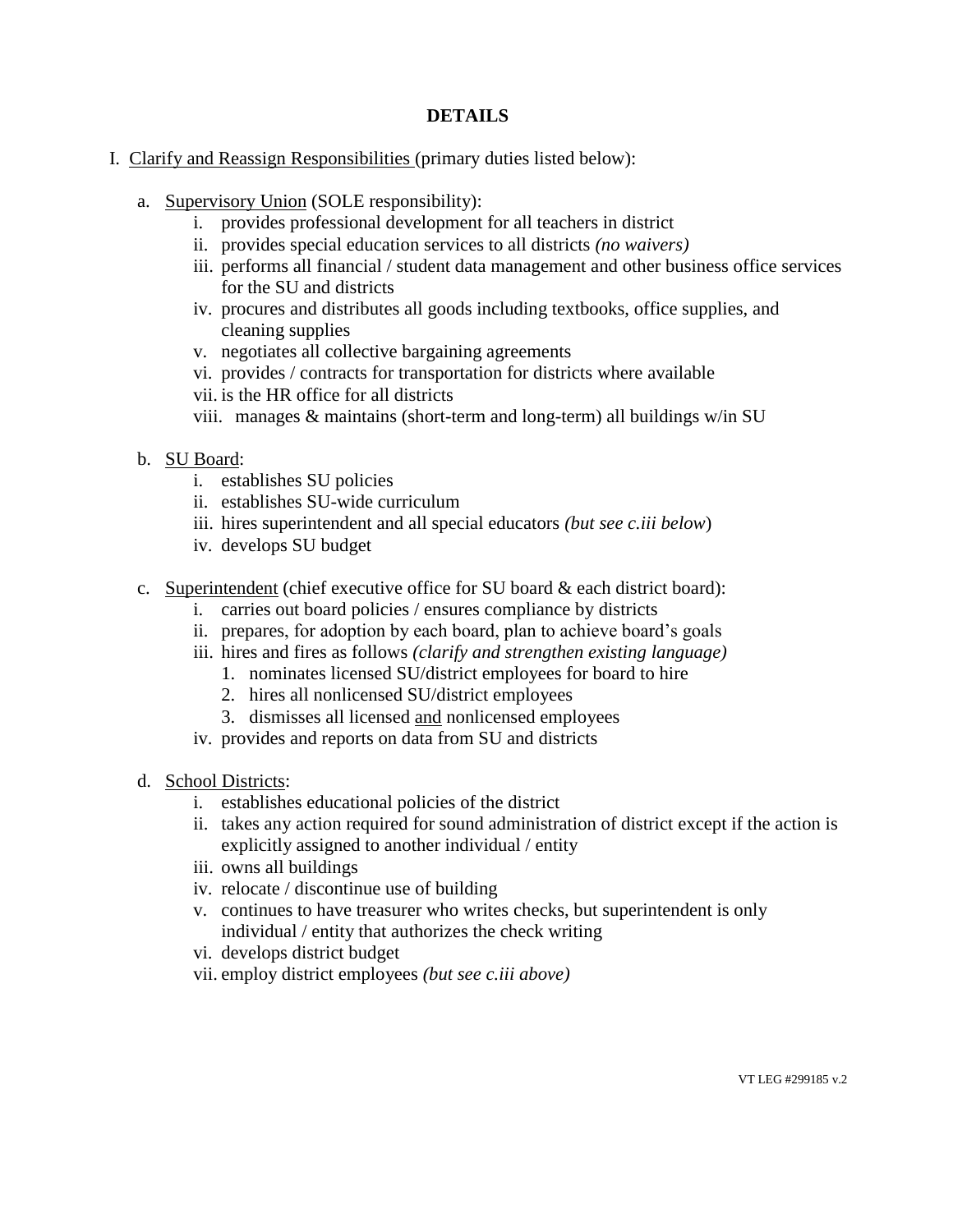**DETAILS**

I. Clarify and Reassign Responsibilities (primary duties listed below):

a. Supervisory Union (SOLE responsibility):
   i. provides professional development for all teachers in district
   ii. provides special education services to all districts *(no waivers)*
   iii. performs all financial / student data management and other business office services for the SU and districts
   iv. procures and distributes all goods including textbooks, office supplies, and cleaning supplies
   v. negotiates all collective bargaining agreements
   vi. provides / contracts for transportation for districts where available
   vii. is the HR office for all districts
   viii. manages & maintains (short-term and long-term) all buildings w/in SU

b. SU Board:
   i. establishes SU policies
   ii. establishes SU-wide curriculum
   iii. hires superintendent and all special educators *(but see c.iii below)*
   iv. develops SU budget

c. Superintendent (chief executive office for SU board & each district board):
   i. carries out board policies / ensures compliance by districts
   ii. prepares, for adoption by each board, plan to achieve board's goals
   iii. hires and fires as follows *(clarify and strengthen existing language)*
      1. nominates licensed SU/district employees for board to hire
      2. hires all nonlicensed SU/district employees
      3. dismisses all licensed and nonlicensed employees
   iv. provides and reports on data from SU and districts

d. School Districts:
   i. establishes educational policies of the district
   ii. takes any action required for sound administration of district except if the action is explicitly assigned to another individual / entity
   iii. owns all buildings
   iv. relocate / discontinue use of building
   v. continues to have treasurer who writes checks, but superintendent is only individual / entity that authorizes the check writing
   vi. develops district budget
   vii. employ district employees *(but see c.iii above)*

VT LEG #299185 v.2